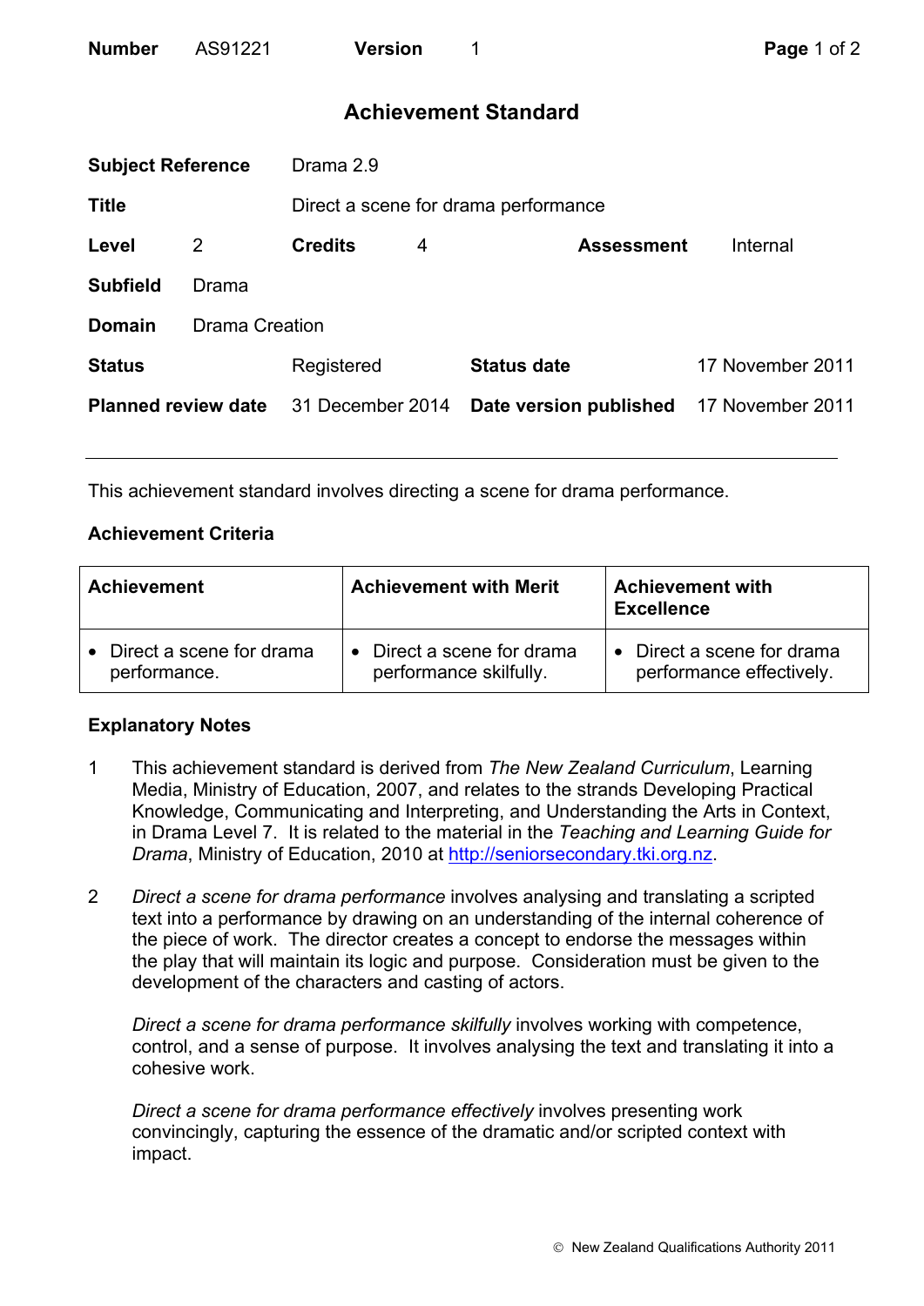| | | | | | |
|---|---|---|---|---|---|
| **Number** | AS91221 | **Version** | 1 | | |

## Achievement Standard

| | | | | | |
|---|---|---|---|---|---|
| **Subject Reference** | Drama 2.9 | | | | |
| **Title** | Direct a scene for drama performance | | | | |
| **Level** | 2 | **Credits** | 4 | **Assessment** | Internal |
| **Subfield** | Drama | | | | |
| **Domain** | Drama Creation | | | | |
| **Status** | Registered | **Status date** | 17 November 2011 | | |
| **Planned review date** | 31 December 2014 | **Date version published** | 17 November 2011 | | |

This achievement standard involves directing a scene for drama performance.

### Achievement Criteria

| Achievement | Achievement with Merit | Achievement with Excellence |
|---|---|---|
| • Direct a scene for drama performance. | • Direct a scene for drama performance skilfully. | • Direct a scene for drama performance effectively. |

### Explanatory Notes

1. This achievement standard is derived from *The New Zealand Curriculum*, Learning Media, Ministry of Education, 2007, and relates to the strands Developing Practical Knowledge, Communicating and Interpreting, and Understanding the Arts in Context, in Drama Level 7. It is related to the material in the *Teaching and Learning Guide for Drama*, Ministry of Education, 2010 at http://seniorsecondary.tki.org.nz.

2. *Direct a scene for drama performance* involves analysing and translating a scripted text into a performance by drawing on an understanding of the internal coherence of the piece of work. The director creates a concept to endorse the messages within the play that will maintain its logic and purpose. Consideration must be given to the development of the characters and casting of actors.

   *Direct a scene for drama performance skilfully* involves working with competence, control, and a sense of purpose. It involves analysing the text and translating it into a cohesive work.

   *Direct a scene for drama performance effectively* involves presenting work convincingly, capturing the essence of the dramatic and/or scripted context with impact.

© New Zealand Qualifications Authority 2011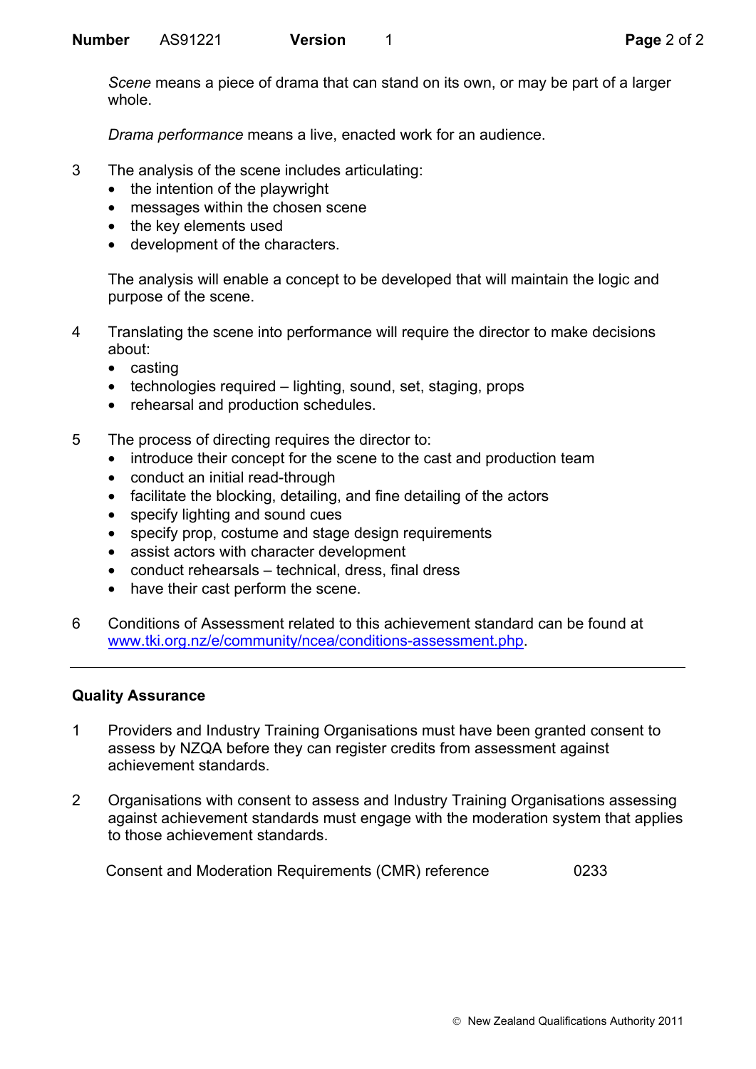*Scene* means a piece of drama that can stand on its own, or may be part of a larger whole.

*Drama performance* means a live, enacted work for an audience.

3 The analysis of the scene includes articulating:
- the intention of the playwright
- messages within the chosen scene
- the key elements used
- development of the characters.

The analysis will enable a concept to be developed that will maintain the logic and purpose of the scene.

4 Translating the scene into performance will require the director to make decisions about:
- casting
- technologies required – lighting, sound, set, staging, props
- rehearsal and production schedules.

5 The process of directing requires the director to:
- introduce their concept for the scene to the cast and production team
- conduct an initial read-through
- facilitate the blocking, detailing, and fine detailing of the actors
- specify lighting and sound cues
- specify prop, costume and stage design requirements
- assist actors with character development
- conduct rehearsals – technical, dress, final dress
- have their cast perform the scene.

6 Conditions of Assessment related to this achievement standard can be found at www.tki.org.nz/e/community/ncea/conditions-assessment.php.

---

**Quality Assurance**

1 Providers and Industry Training Organisations must have been granted consent to assess by NZQA before they can register credits from assessment against achievement standards.

2 Organisations with consent to assess and Industry Training Organisations assessing against achievement standards must engage with the moderation system that applies to those achievement standards.

Consent and Moderation Requirements (CMR) reference 0233

© New Zealand Qualifications Authority 2011